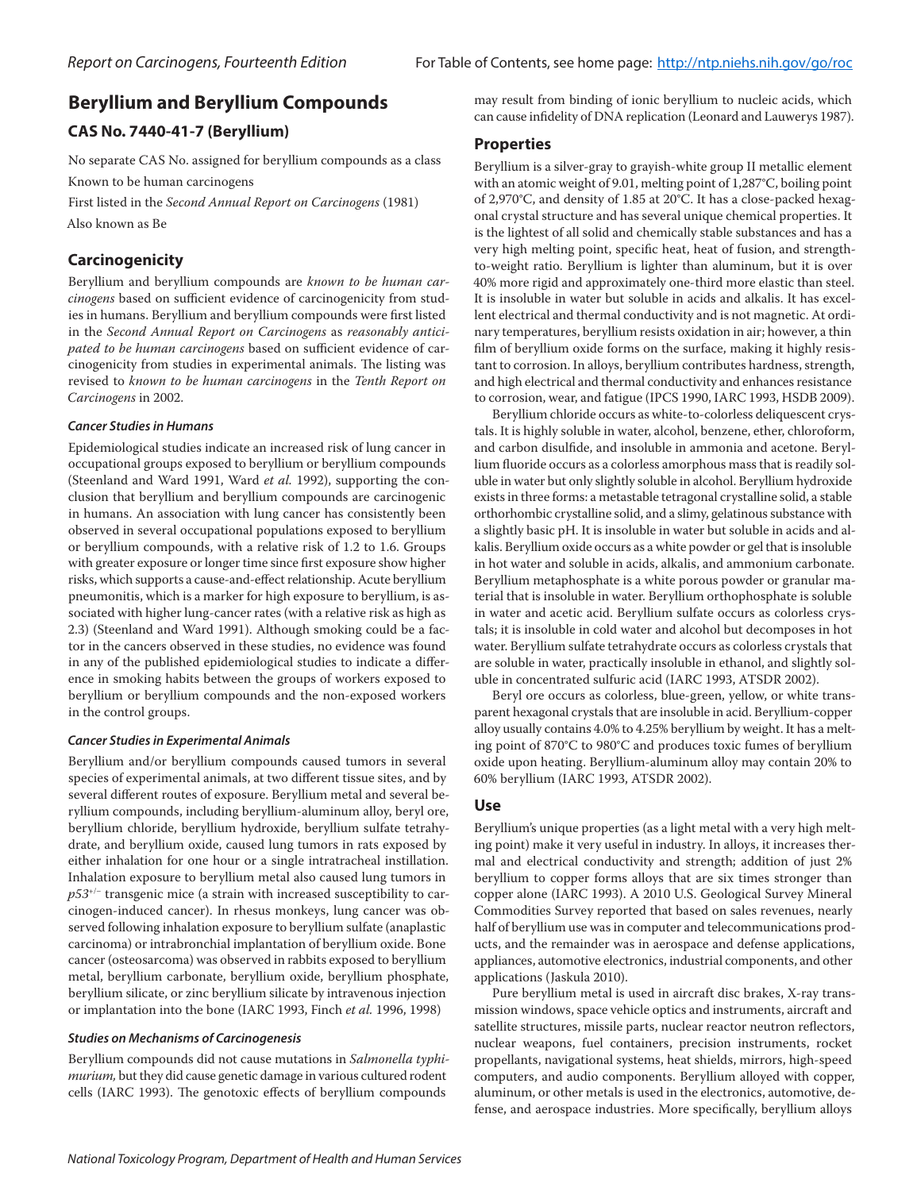# Beryllium and Beryllium Compounds

## CAS No. 7440-41-7 (Beryllium)

No separate CAS No. assigned for beryllium compounds as a class

Known to be human carcinogens

First listed in the *Second Annual Report on Carcinogens* (1981)

Also known as Be

## Carcinogenicity

Beryllium and beryllium compounds are *known to be human carcinogens* based on sufficient evidence of carcinogenicity from studies in humans. Beryllium and beryllium compounds were first listed in the *Second Annual Report on Carcinogens* as *reasonably anticipated to be human carcinogens* based on sufficient evidence of carcinogenicity from studies in experimental animals. The listing was revised to *known to be human carcinogens* in the *Tenth Report on Carcinogens* in 2002.

### Cancer Studies in Humans

Epidemiological studies indicate an increased risk of lung cancer in occupational groups exposed to beryllium or beryllium compounds (Steenland and Ward 1991, Ward *et al.* 1992), supporting the conclusion that beryllium and beryllium compounds are carcinogenic in humans. An association with lung cancer has consistently been observed in several occupational populations exposed to beryllium or beryllium compounds, with a relative risk of 1.2 to 1.6. Groups with greater exposure or longer time since first exposure show higher risks, which supports a cause-and-effect relationship. Acute beryllium pneumonitis, which is a marker for high exposure to beryllium, is associated with higher lung-cancer rates (with a relative risk as high as 2.3) (Steenland and Ward 1991). Although smoking could be a factor in the cancers observed in these studies, no evidence was found in any of the published epidemiological studies to indicate a difference in smoking habits between the groups of workers exposed to beryllium or beryllium compounds and the non-exposed workers in the control groups.

### Cancer Studies in Experimental Animals

Beryllium and/or beryllium compounds caused tumors in several species of experimental animals, at two different tissue sites, and by several different routes of exposure. Beryllium metal and several beryllium compounds, including beryllium-aluminum alloy, beryl ore, beryllium chloride, beryllium hydroxide, beryllium sulfate tetrahydrate, and beryllium oxide, caused lung tumors in rats exposed by either inhalation for one hour or a single intratracheal instillation. Inhalation exposure to beryllium metal also caused lung tumors in *p53*$^{+/-}$ transgenic mice (a strain with increased susceptibility to carcinogen-induced cancer). In rhesus monkeys, lung cancer was observed following inhalation exposure to beryllium sulfate (anaplastic carcinoma) or intrabronchial implantation of beryllium oxide. Bone cancer (osteosarcoma) was observed in rabbits exposed to beryllium metal, beryllium carbonate, beryllium oxide, beryllium phosphate, beryllium silicate, or zinc beryllium silicate by intravenous injection or implantation into the bone (IARC 1993, Finch *et al.* 1996, 1998)

### Studies on Mechanisms of Carcinogenesis

Beryllium compounds did not cause mutations in *Salmonella typhimurium,* but they did cause genetic damage in various cultured rodent cells (IARC 1993). The genotoxic effects of beryllium compounds may result from binding of ionic beryllium to nucleic acids, which can cause infidelity of DNA replication (Leonard and Lauwerys 1987).

## Properties

Beryllium is a silver-gray to grayish-white group II metallic element with an atomic weight of 9.01, melting point of 1,287°C, boiling point of 2,970°C, and density of 1.85 at 20°C. It has a close-packed hexagonal crystal structure and has several unique chemical properties. It is the lightest of all solid and chemically stable substances and has a very high melting point, specific heat, heat of fusion, and strength-to-weight ratio. Beryllium is lighter than aluminum, but it is over 40% more rigid and approximately one-third more elastic than steel. It is insoluble in water but soluble in acids and alkalis. It has excellent electrical and thermal conductivity and is not magnetic. At ordinary temperatures, beryllium resists oxidation in air; however, a thin film of beryllium oxide forms on the surface, making it highly resistant to corrosion. In alloys, beryllium contributes hardness, strength, and high electrical and thermal conductivity and enhances resistance to corrosion, wear, and fatigue (IPCS 1990, IARC 1993, HSDB 2009).

Beryllium chloride occurs as white-to-colorless deliquescent crystals. It is highly soluble in water, alcohol, benzene, ether, chloroform, and carbon disulfide, and insoluble in ammonia and acetone. Beryllium fluoride occurs as a colorless amorphous mass that is readily soluble in water but only slightly soluble in alcohol. Beryllium hydroxide exists in three forms: a metastable tetragonal crystalline solid, a stable orthorhombic crystalline solid, and a slimy, gelatinous substance with a slightly basic pH. It is insoluble in water but soluble in acids and alkalis. Beryllium oxide occurs as a white powder or gel that is insoluble in hot water and soluble in acids, alkalis, and ammonium carbonate. Beryllium metaphosphate is a white porous powder or granular material that is insoluble in water. Beryllium orthophosphate is soluble in water and acetic acid. Beryllium sulfate occurs as colorless crystals; it is insoluble in cold water and alcohol but decomposes in hot water. Beryllium sulfate tetrahydrate occurs as colorless crystals that are soluble in water, practically insoluble in ethanol, and slightly soluble in concentrated sulfuric acid (IARC 1993, ATSDR 2002).

Beryl ore occurs as colorless, blue-green, yellow, or white transparent hexagonal crystals that are insoluble in acid. Beryllium-copper alloy usually contains 4.0% to 4.25% beryllium by weight. It has a melting point of 870°C to 980°C and produces toxic fumes of beryllium oxide upon heating. Beryllium-aluminum alloy may contain 20% to 60% beryllium (IARC 1993, ATSDR 2002).

## Use

Beryllium's unique properties (as a light metal with a very high melting point) make it very useful in industry. In alloys, it increases thermal and electrical conductivity and strength; addition of just 2% beryllium to copper forms alloys that are six times stronger than copper alone (IARC 1993). A 2010 U.S. Geological Survey Mineral Commodities Survey reported that based on sales revenues, nearly half of beryllium use was in computer and telecommunications products, and the remainder was in aerospace and defense applications, appliances, automotive electronics, industrial components, and other applications (Jaskula 2010).

Pure beryllium metal is used in aircraft disc brakes, X-ray transmission windows, space vehicle optics and instruments, aircraft and satellite structures, missile parts, nuclear reactor neutron reflectors, nuclear weapons, fuel containers, precision instruments, rocket propellants, navigational systems, heat shields, mirrors, high-speed computers, and audio components. Beryllium alloyed with copper, aluminum, or other metals is used in the electronics, automotive, defense, and aerospace industries. More specifically, beryllium alloys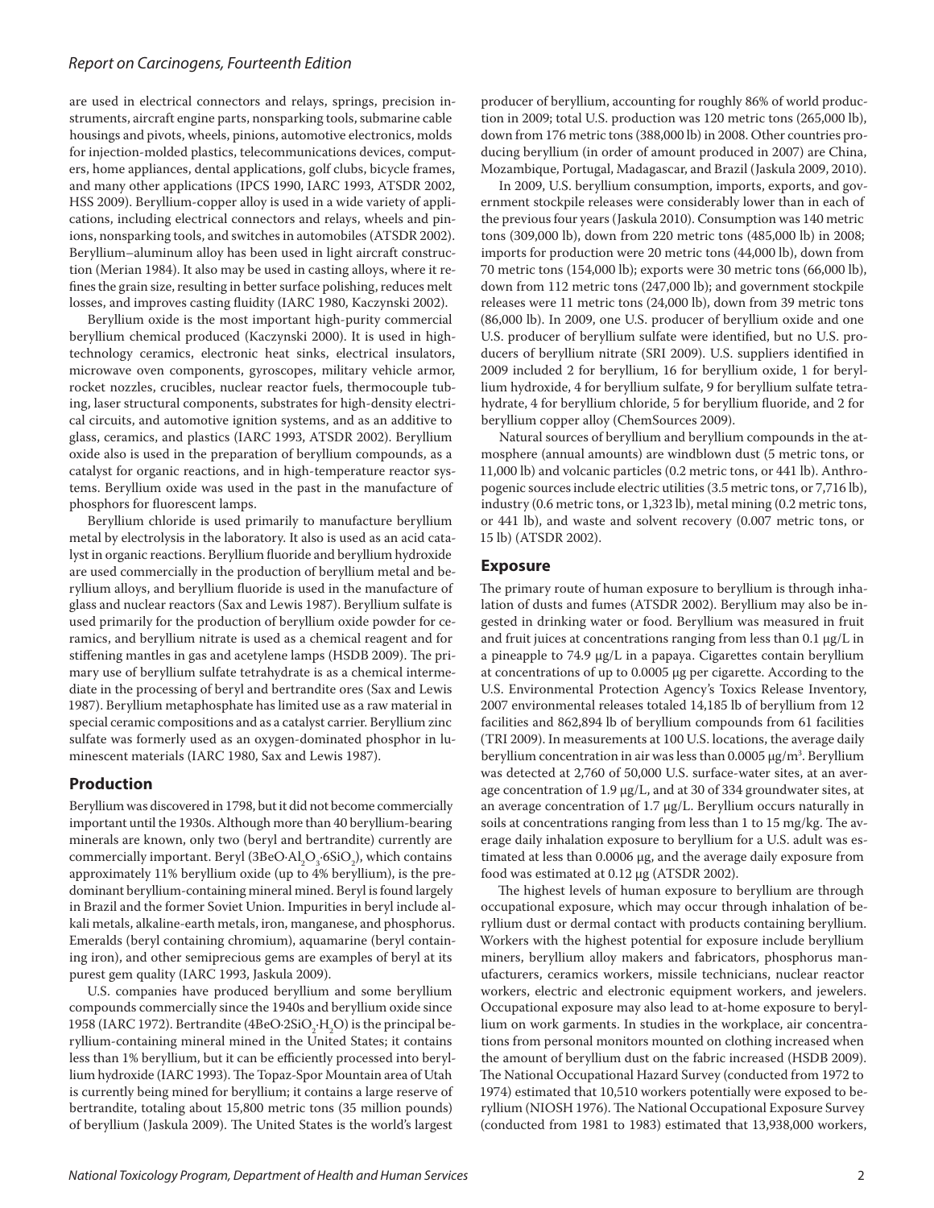are used in electrical connectors and relays, springs, precision instruments, aircraft engine parts, nonsparking tools, submarine cable housings and pivots, wheels, pinions, automotive electronics, molds for injection-molded plastics, telecommunications devices, computers, home appliances, dental applications, golf clubs, bicycle frames, and many other applications (IPCS 1990, IARC 1993, ATSDR 2002, HSS 2009). Beryllium-copper alloy is used in a wide variety of applications, including electrical connectors and relays, wheels and pinions, nonsparking tools, and switches in automobiles (ATSDR 2002). Beryllium–aluminum alloy has been used in light aircraft construction (Merian 1984). It also may be used in casting alloys, where it refines the grain size, resulting in better surface polishing, reduces melt losses, and improves casting fluidity (IARC 1980, Kaczynski 2002).

Beryllium oxide is the most important high-purity commercial beryllium chemical produced (Kaczynski 2000). It is used in high-technology ceramics, electronic heat sinks, electrical insulators, microwave oven components, gyroscopes, military vehicle armor, rocket nozzles, crucibles, nuclear reactor fuels, thermocouple tubing, laser structural components, substrates for high-density electrical circuits, and automotive ignition systems, and as an additive to glass, ceramics, and plastics (IARC 1993, ATSDR 2002). Beryllium oxide also is used in the preparation of beryllium compounds, as a catalyst for organic reactions, and in high-temperature reactor systems. Beryllium oxide was used in the past in the manufacture of phosphors for fluorescent lamps.

Beryllium chloride is used primarily to manufacture beryllium metal by electrolysis in the laboratory. It also is used as an acid catalyst in organic reactions. Beryllium fluoride and beryllium hydroxide are used commercially in the production of beryllium metal and beryllium alloys, and beryllium fluoride is used in the manufacture of glass and nuclear reactors (Sax and Lewis 1987). Beryllium sulfate is used primarily for the production of beryllium oxide powder for ceramics, and beryllium nitrate is used as a chemical reagent and for stiffening mantles in gas and acetylene lamps (HSDB 2009). The primary use of beryllium sulfate tetrahydrate is as a chemical intermediate in the processing of beryl and bertrandite ores (Sax and Lewis 1987). Beryllium metaphosphate has limited use as a raw material in special ceramic compositions and as a catalyst carrier. Beryllium zinc sulfate was formerly used as an oxygen-dominated phosphor in luminescent materials (IARC 1980, Sax and Lewis 1987).

## Production

Beryllium was discovered in 1798, but it did not become commercially important until the 1930s. Although more than 40 beryllium-bearing minerals are known, only two (beryl and bertrandite) currently are commercially important. Beryl ($3BeO \cdot Al_2O_3 \cdot 6SiO_2$), which contains approximately 11% beryllium oxide (up to 4% beryllium), is the predominant beryllium-containing mineral mined. Beryl is found largely in Brazil and the former Soviet Union. Impurities in beryl include alkali metals, alkaline-earth metals, iron, manganese, and phosphorus. Emeralds (beryl containing chromium), aquamarine (beryl containing iron), and other semiprecious gems are examples of beryl at its purest gem quality (IARC 1993, Jaskula 2009).

U.S. companies have produced beryllium and some beryllium compounds commercially since the 1940s and beryllium oxide since 1958 (IARC 1972). Bertrandite ($4BeO \cdot 2SiO_2 \cdot H_2O$) is the principal beryllium-containing mineral mined in the United States; it contains less than 1% beryllium, but it can be efficiently processed into beryllium hydroxide (IARC 1993). The Topaz-Spor Mountain area of Utah is currently being mined for beryllium; it contains a large reserve of bertrandite, totaling about 15,800 metric tons (35 million pounds) of beryllium (Jaskula 2009). The United States is the world's largest producer of beryllium, accounting for roughly 86% of world production in 2009; total U.S. production was 120 metric tons (265,000 lb), down from 176 metric tons (388,000 lb) in 2008. Other countries producing beryllium (in order of amount produced in 2007) are China, Mozambique, Portugal, Madagascar, and Brazil (Jaskula 2009, 2010).

In 2009, U.S. beryllium consumption, imports, exports, and government stockpile releases were considerably lower than in each of the previous four years (Jaskula 2010). Consumption was 140 metric tons (309,000 lb), down from 220 metric tons (485,000 lb) in 2008; imports for production were 20 metric tons (44,000 lb), down from 70 metric tons (154,000 lb); exports were 30 metric tons (66,000 lb), down from 112 metric tons (247,000 lb); and government stockpile releases were 11 metric tons (24,000 lb), down from 39 metric tons (86,000 lb). In 2009, one U.S. producer of beryllium oxide and one U.S. producer of beryllium sulfate were identified, but no U.S. producers of beryllium nitrate (SRI 2009). U.S. suppliers identified in 2009 included 2 for beryllium, 16 for beryllium oxide, 1 for beryllium hydroxide, 4 for beryllium sulfate, 9 for beryllium sulfate tetrahydrate, 4 for beryllium chloride, 5 for beryllium fluoride, and 2 for beryllium copper alloy (ChemSources 2009).

Natural sources of beryllium and beryllium compounds in the atmosphere (annual amounts) are windblown dust (5 metric tons, or 11,000 lb) and volcanic particles (0.2 metric tons, or 441 lb). Anthropogenic sources include electric utilities (3.5 metric tons, or 7,716 lb), industry (0.6 metric tons, or 1,323 lb), metal mining (0.2 metric tons, or 441 lb), and waste and solvent recovery (0.007 metric tons, or 15 lb) (ATSDR 2002).

## Exposure

The primary route of human exposure to beryllium is through inhalation of dusts and fumes (ATSDR 2002). Beryllium may also be ingested in drinking water or food. Beryllium was measured in fruit and fruit juices at concentrations ranging from less than 0.1 μg/L in a pineapple to 74.9 μg/L in a papaya. Cigarettes contain beryllium at concentrations of up to 0.0005 μg per cigarette. According to the U.S. Environmental Protection Agency's Toxics Release Inventory, 2007 environmental releases totaled 14,185 lb of beryllium from 12 facilities and 862,894 lb of beryllium compounds from 61 facilities (TRI 2009). In measurements at 100 U.S. locations, the average daily beryllium concentration in air was less than 0.0005 μg/m$^3$. Beryllium was detected at 2,760 of 50,000 U.S. surface-water sites, at an average concentration of 1.9 μg/L, and at 30 of 334 groundwater sites, at an average concentration of 1.7 μg/L. Beryllium occurs naturally in soils at concentrations ranging from less than 1 to 15 mg/kg. The average daily inhalation exposure to beryllium for a U.S. adult was estimated at less than 0.0006 μg, and the average daily exposure from food was estimated at 0.12 μg (ATSDR 2002).

The highest levels of human exposure to beryllium are through occupational exposure, which may occur through inhalation of beryllium dust or dermal contact with products containing beryllium. Workers with the highest potential for exposure include beryllium miners, beryllium alloy makers and fabricators, phosphorus manufacturers, ceramics workers, missile technicians, nuclear reactor workers, electric and electronic equipment workers, and jewelers. Occupational exposure may also lead to at-home exposure to beryllium on work garments. In studies in the workplace, air concentrations from personal monitors mounted on clothing increased when the amount of beryllium dust on the fabric increased (HSDB 2009). The National Occupational Hazard Survey (conducted from 1972 to 1974) estimated that 10,510 workers potentially were exposed to beryllium (NIOSH 1976). The National Occupational Exposure Survey (conducted from 1981 to 1983) estimated that 13,938,000 workers,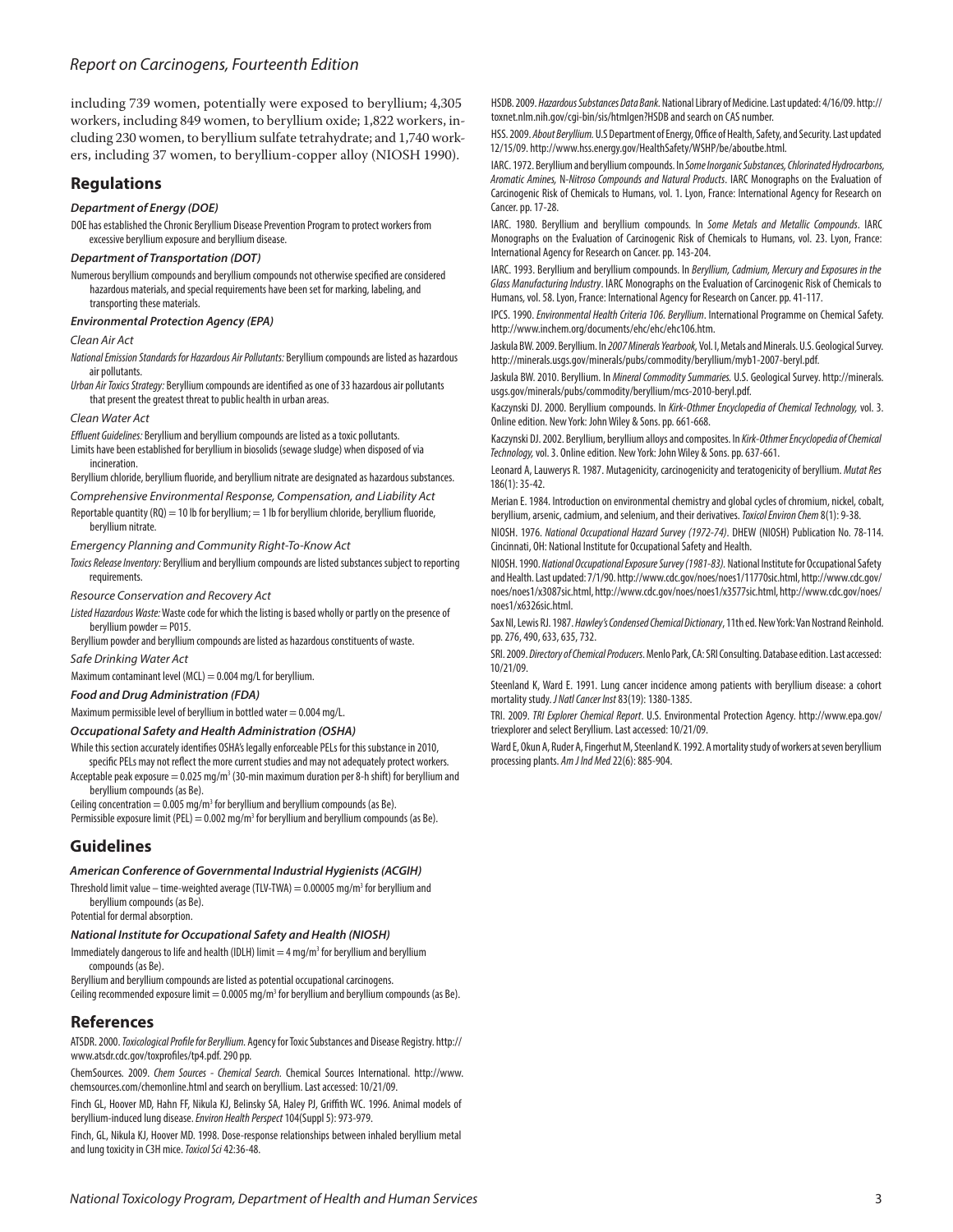including 739 women, potentially were exposed to beryllium; 4,305 workers, including 849 women, to beryllium oxide; 1,822 workers, including 230 women, to beryllium sulfate tetrahydrate; and 1,740 workers, including 37 women, to beryllium-copper alloy (NIOSH 1990).

## Regulations

### *Department of Energy (DOE)*

DOE has established the Chronic Beryllium Disease Prevention Program to protect workers from excessive beryllium exposure and beryllium disease.

### *Department of Transportation (DOT)*

Numerous beryllium compounds and beryllium compounds not otherwise specified are considered hazardous materials, and special requirements have been set for marking, labeling, and transporting these materials.

### *Environmental Protection Agency (EPA)*

*Clean Air Act*

*National Emission Standards for Hazardous Air Pollutants:* Beryllium compounds are listed as hazardous air pollutants.

*Urban Air Toxics Strategy:* Beryllium compounds are identified as one of 33 hazardous air pollutants that present the greatest threat to public health in urban areas.

*Clean Water Act*

*Effluent Guidelines:* Beryllium and beryllium compounds are listed as a toxic pollutants.

Limits have been established for beryllium in biosolids (sewage sludge) when disposed of via incineration.

Beryllium chloride, beryllium fluoride, and beryllium nitrate are designated as hazardous substances.

*Comprehensive Environmental Response, Compensation, and Liability Act*

Reportable quantity (RQ) = 10 lb for beryllium; = 1 lb for beryllium chloride, beryllium fluoride, beryllium nitrate.

*Emergency Planning and Community Right-To-Know Act*

*Toxics Release Inventory:* Beryllium and beryllium compounds are listed substances subject to reporting requirements.

*Resource Conservation and Recovery Act*

*Listed Hazardous Waste:* Waste code for which the listing is based wholly or partly on the presence of beryllium powder = P015.

Beryllium powder and beryllium compounds are listed as hazardous constituents of waste.

*Safe Drinking Water Act*

Maximum contaminant level (MCL) = 0.004 mg/L for beryllium.

### *Food and Drug Administration (FDA)*

Maximum permissible level of beryllium in bottled water = 0.004 mg/L.

### *Occupational Safety and Health Administration (OSHA)*

While this section accurately identifies OSHA's legally enforceable PELs for this substance in 2010, specific PELs may not reflect the more current studies and may not adequately protect workers.

Acceptable peak exposure = 0.025 mg/m$^3$ (30-min maximum duration per 8-h shift) for beryllium and beryllium compounds (as Be).

Ceiling concentration = 0.005 mg/m$^3$ for beryllium and beryllium compounds (as Be).

Permissible exposure limit (PEL) = 0.002 mg/m$^3$ for beryllium and beryllium compounds (as Be).

## Guidelines

### *American Conference of Governmental Industrial Hygienists (ACGIH)*

Threshold limit value – time-weighted average (TLV-TWA) = 0.00005 mg/m$^3$ for beryllium and beryllium compounds (as Be).

Potential for dermal absorption.

### *National Institute for Occupational Safety and Health (NIOSH)*

Immediately dangerous to life and health (IDLH) limit = 4 mg/m$^3$ for beryllium and beryllium compounds (as Be).

Beryllium and beryllium compounds are listed as potential occupational carcinogens.

Ceiling recommended exposure limit = 0.0005 mg/m$^3$ for beryllium and beryllium compounds (as Be).

## References

ATSDR. 2000. *Toxicological Profile for Beryllium*. Agency for Toxic Substances and Disease Registry. http://www.atsdr.cdc.gov/toxprofiles/tp4.pdf. 290 pp.

ChemSources. 2009. *Chem Sources - Chemical Search.* Chemical Sources International. http://www.chemsources.com/chemonline.html and search on beryllium. Last accessed: 10/21/09.

Finch GL, Hoover MD, Hahn FF, Nikula KJ, Belinsky SA, Haley PJ, Griffith WC. 1996. Animal models of beryllium-induced lung disease. *Environ Health Perspect* 104(Suppl 5): 973-979.

Finch, GL, Nikula KJ, Hoover MD. 1998. Dose-response relationships between inhaled beryllium metal and lung toxicity in C3H mice. *Toxicol Sci* 42:36-48.

HSDB. 2009. *Hazardous Substances Data Bank*. National Library of Medicine. Last updated: 4/16/09. http://toxnet.nlm.nih.gov/cgi-bin/sis/htmlgen?HSDB and search on CAS number.

HSS. 2009. *About Beryllium.* U.S Department of Energy, Office of Health, Safety, and Security. Last updated 12/15/09. http://www.hss.energy.gov/HealthSafety/WSHP/be/aboutbe.html.

IARC. 1972. Beryllium and beryllium compounds. In *Some Inorganic Substances, Chlorinated Hydrocarbons, Aromatic Amines,* N*-Nitroso Compounds and Natural Products*. IARC Monographs on the Evaluation of Carcinogenic Risk of Chemicals to Humans, vol. 1. Lyon, France: International Agency for Research on Cancer. pp. 17-28.

IARC. 1980. Beryllium and beryllium compounds. In *Some Metals and Metallic Compounds*. IARC Monographs on the Evaluation of Carcinogenic Risk of Chemicals to Humans, vol. 23. Lyon, France: International Agency for Research on Cancer. pp. 143-204.

IARC. 1993. Beryllium and beryllium compounds. In *Beryllium, Cadmium, Mercury and Exposures in the Glass Manufacturing Industry*. IARC Monographs on the Evaluation of Carcinogenic Risk of Chemicals to Humans, vol. 58. Lyon, France: International Agency for Research on Cancer. pp. 41-117.

IPCS. 1990. *Environmental Health Criteria 106. Beryllium*. International Programme on Chemical Safety. http://www.inchem.org/documents/ehc/ehc/ehc106.htm.

Jaskula BW. 2009. Beryllium. In *2007 Minerals Yearbook*, Vol. I, Metals and Minerals. U.S. Geological Survey. http://minerals.usgs.gov/minerals/pubs/commodity/beryllium/myb1-2007-beryl.pdf.

Jaskula BW. 2010. Beryllium. In *Mineral Commodity Summaries.* U.S. Geological Survey. http://minerals.usgs.gov/minerals/pubs/commodity/beryllium/mcs-2010-beryl.pdf.

Kaczynski DJ. 2000. Beryllium compounds. In *Kirk-Othmer Encyclopedia of Chemical Technology,* vol. 3. Online edition. New York: John Wiley & Sons. pp. 661-668.

Kaczynski DJ. 2002. Beryllium, beryllium alloys and composites. In *Kirk-Othmer Encyclopedia of Chemical Technology,* vol. 3. Online edition. New York: John Wiley & Sons. pp. 637-661.

Leonard A, Lauwerys R. 1987. Mutagenicity, carcinogenicity and teratogenicity of beryllium. *Mutat Res* 186(1): 35-42.

Merian E. 1984. Introduction on environmental chemistry and global cycles of chromium, nickel, cobalt, beryllium, arsenic, cadmium, and selenium, and their derivatives. *Toxicol Environ Chem* 8(1): 9-38.

NIOSH. 1976. *National Occupational Hazard Survey (1972-74)*. DHEW (NIOSH) Publication No. 78-114. Cincinnati, OH: National Institute for Occupational Safety and Health.

NIOSH. 1990. *National Occupational Exposure Survey (1981-83).* National Institute for Occupational Safety and Health. Last updated: 7/1/90. http://www.cdc.gov/noes/noes1/11770sic.html, http://www.cdc.gov/noes/noes1/x3087sic.html, http://www.cdc.gov/noes/noes1/x3577sic.html, http://www.cdc.gov/noes/noes1/x6326sic.html.

Sax NI, Lewis RJ. 1987. *Hawley's Condensed Chemical Dictionary*, 11th ed. New York: Van Nostrand Reinhold. pp. 276, 490, 633, 635, 732.

SRI. 2009. *Directory of Chemical Producers*. Menlo Park, CA: SRI Consulting. Database edition. Last accessed: 10/21/09.

Steenland K, Ward E. 1991. Lung cancer incidence among patients with beryllium disease: a cohort mortality study. *J Natl Cancer Inst* 83(19): 1380-1385.

TRI. 2009. *TRI Explorer Chemical Report*. U.S. Environmental Protection Agency. http://www.epa.gov/triexplorer and select Beryllium. Last accessed: 10/21/09.

Ward E, Okun A, Ruder A, Fingerhut M, Steenland K. 1992. A mortality study of workers at seven beryllium processing plants. *Am J Ind Med* 22(6): 885-904.